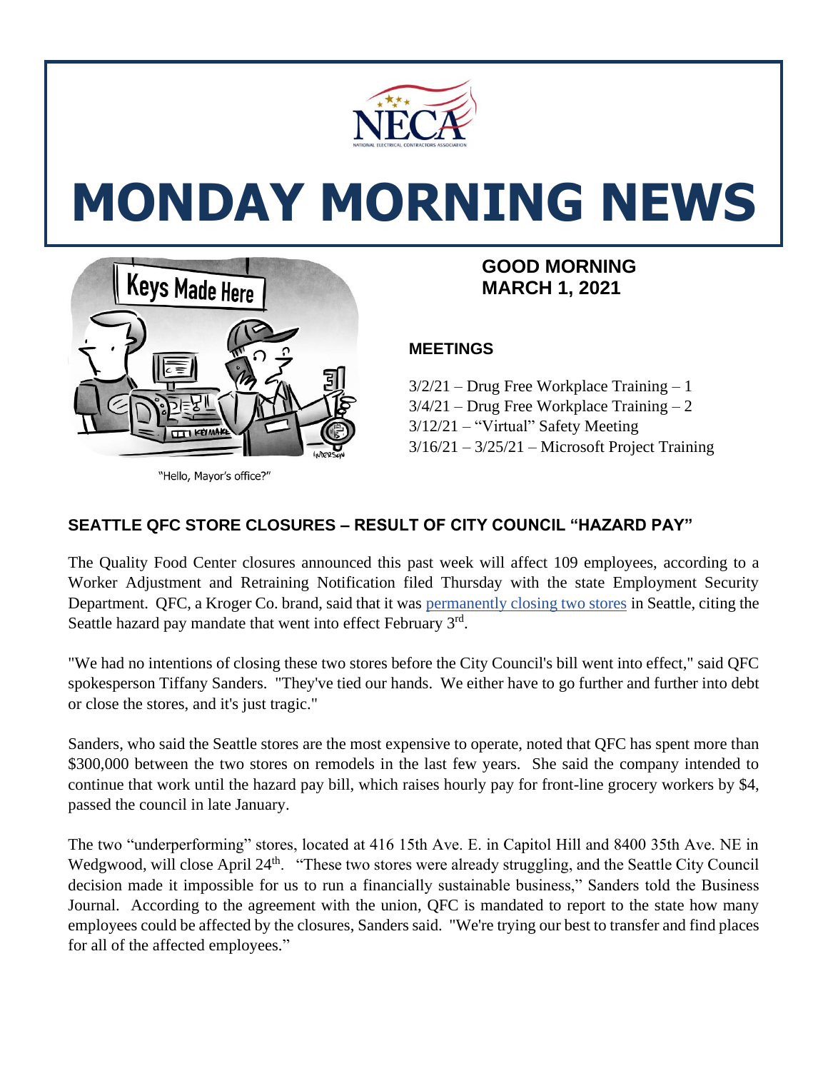# MONDAY MORNING NEWS

"Hello, Mayor's office?"

**GOOD MORNING**
**MARCH 1, 2021**

### MEETINGS

3/2/21 – Drug Free Workplace Training – 1
3/4/21 – Drug Free Workplace Training – 2
3/12/21 – "Virtual" Safety Meeting
3/16/21 – 3/25/21 – Microsoft Project Training

## SEATTLE QFC STORE CLOSURES – RESULT OF CITY COUNCIL "HAZARD PAY"

The Quality Food Center closures announced this past week will affect 109 employees, according to a Worker Adjustment and Retraining Notification filed Thursday with the state Employment Security Department. QFC, a Kroger Co. brand, said that it was permanently closing two stores in Seattle, citing the Seattle hazard pay mandate that went into effect February 3rd.

"We had no intentions of closing these two stores before the City Council's bill went into effect," said QFC spokesperson Tiffany Sanders. "They've tied our hands. We either have to go further and further into debt or close the stores, and it's just tragic."

Sanders, who said the Seattle stores are the most expensive to operate, noted that QFC has spent more than $300,000 between the two stores on remodels in the last few years. She said the company intended to continue that work until the hazard pay bill, which raises hourly pay for front-line grocery workers by $4, passed the council in late January.

The two "underperforming" stores, located at 416 15th Ave. E. in Capitol Hill and 8400 35th Ave. NE in Wedgwood, will close April 24th. "These two stores were already struggling, and the Seattle City Council decision made it impossible for us to run a financially sustainable business," Sanders told the Business Journal. According to the agreement with the union, QFC is mandated to report to the state how many employees could be affected by the closures, Sanders said. "We're trying our best to transfer and find places for all of the affected employees."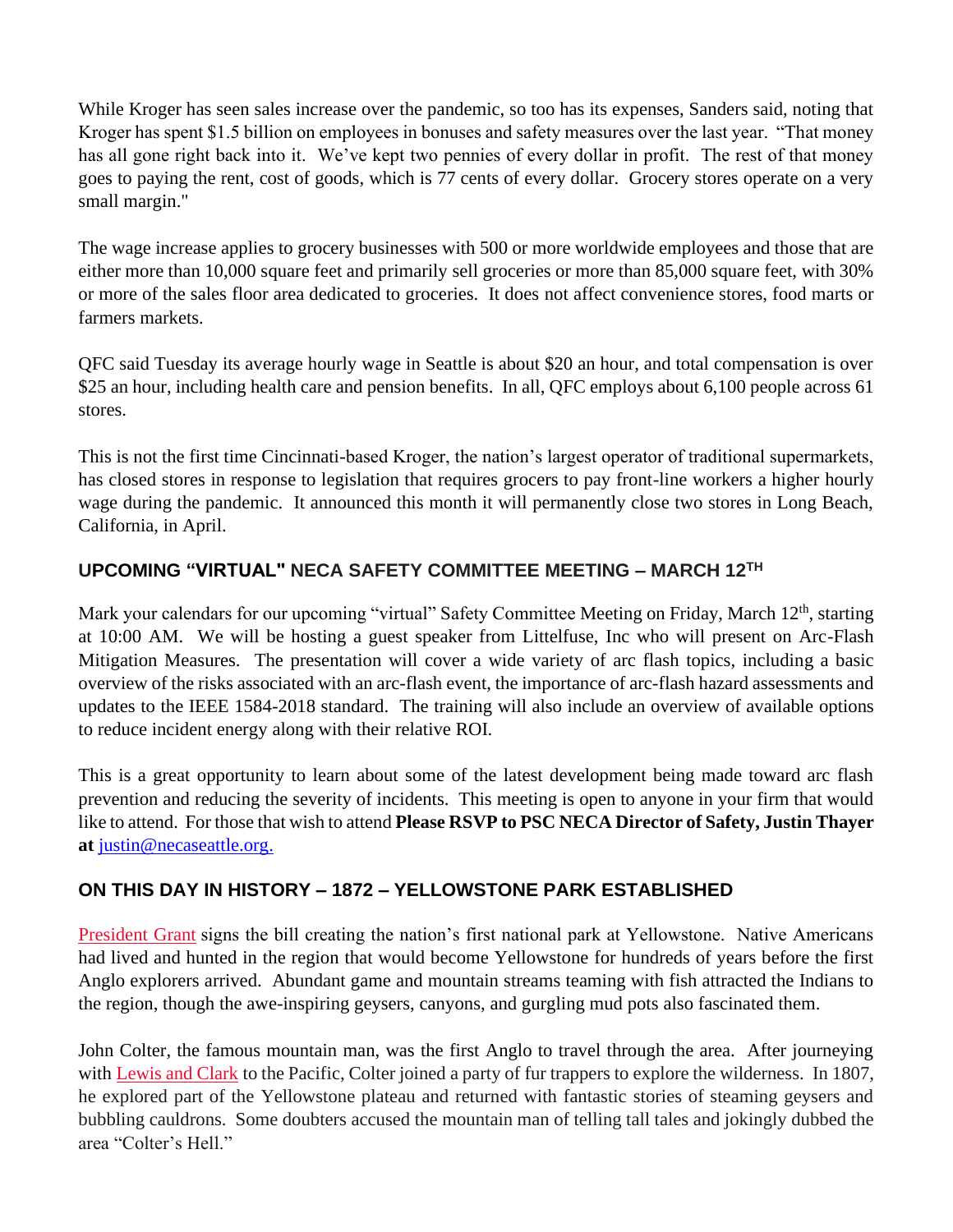While Kroger has seen sales increase over the pandemic, so too has its expenses, Sanders said, noting that Kroger has spent $1.5 billion on employees in bonuses and safety measures over the last year. "That money has all gone right back into it. We've kept two pennies of every dollar in profit. The rest of that money goes to paying the rent, cost of goods, which is 77 cents of every dollar. Grocery stores operate on a very small margin."

The wage increase applies to grocery businesses with 500 or more worldwide employees and those that are either more than 10,000 square feet and primarily sell groceries or more than 85,000 square feet, with 30% or more of the sales floor area dedicated to groceries. It does not affect convenience stores, food marts or farmers markets.

QFC said Tuesday its average hourly wage in Seattle is about $20 an hour, and total compensation is over $25 an hour, including health care and pension benefits. In all, QFC employs about 6,100 people across 61 stores.

This is not the first time Cincinnati-based Kroger, the nation's largest operator of traditional supermarkets, has closed stores in response to legislation that requires grocers to pay front-line workers a higher hourly wage during the pandemic. It announced this month it will permanently close two stores in Long Beach, California, in April.

## UPCOMING "VIRTUAL" NECA SAFETY COMMITTEE MEETING – MARCH 12TH

Mark your calendars for our upcoming "virtual" Safety Committee Meeting on Friday, March 12th, starting at 10:00 AM. We will be hosting a guest speaker from Littelfuse, Inc who will present on Arc-Flash Mitigation Measures. The presentation will cover a wide variety of arc flash topics, including a basic overview of the risks associated with an arc-flash event, the importance of arc-flash hazard assessments and updates to the IEEE 1584-2018 standard. The training will also include an overview of available options to reduce incident energy along with their relative ROI.

This is a great opportunity to learn about some of the latest development being made toward arc flash prevention and reducing the severity of incidents. This meeting is open to anyone in your firm that would like to attend. For those that wish to attend **Please RSVP to PSC NECA Director of Safety, Justin Thayer at** justin@necaseattle.org.

## ON THIS DAY IN HISTORY – 1872 – YELLOWSTONE PARK ESTABLISHED

President Grant signs the bill creating the nation's first national park at Yellowstone. Native Americans had lived and hunted in the region that would become Yellowstone for hundreds of years before the first Anglo explorers arrived. Abundant game and mountain streams teaming with fish attracted the Indians to the region, though the awe-inspiring geysers, canyons, and gurgling mud pots also fascinated them.

John Colter, the famous mountain man, was the first Anglo to travel through the area. After journeying with Lewis and Clark to the Pacific, Colter joined a party of fur trappers to explore the wilderness. In 1807, he explored part of the Yellowstone plateau and returned with fantastic stories of steaming geysers and bubbling cauldrons. Some doubters accused the mountain man of telling tall tales and jokingly dubbed the area "Colter's Hell."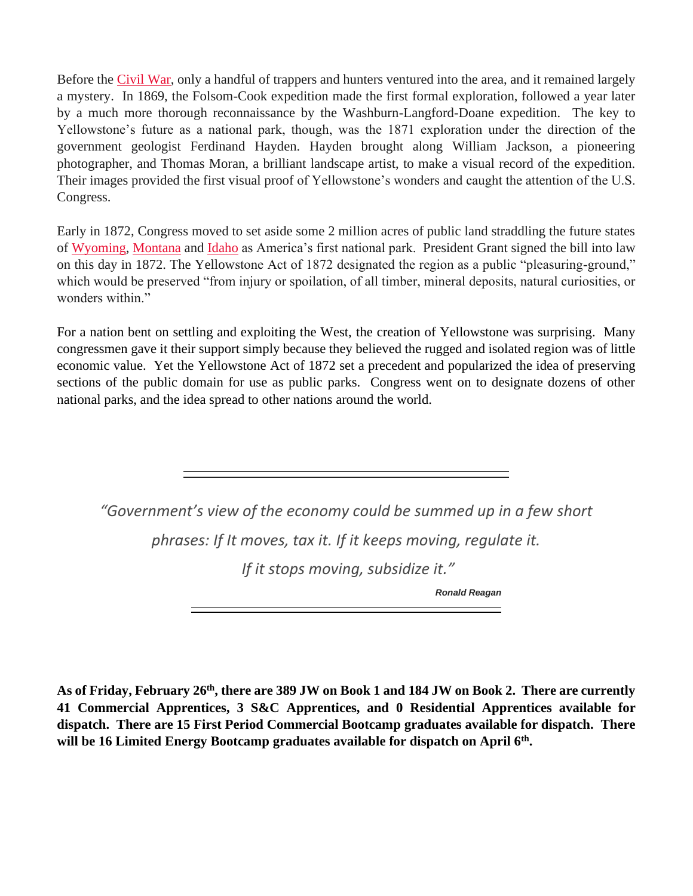Before the Civil War, only a handful of trappers and hunters ventured into the area, and it remained largely a mystery. In 1869, the Folsom-Cook expedition made the first formal exploration, followed a year later by a much more thorough reconnaissance by the Washburn-Langford-Doane expedition. The key to Yellowstone's future as a national park, though, was the 1871 exploration under the direction of the government geologist Ferdinand Hayden. Hayden brought along William Jackson, a pioneering photographer, and Thomas Moran, a brilliant landscape artist, to make a visual record of the expedition. Their images provided the first visual proof of Yellowstone's wonders and caught the attention of the U.S. Congress.

Early in 1872, Congress moved to set aside some 2 million acres of public land straddling the future states of Wyoming, Montana and Idaho as America's first national park. President Grant signed the bill into law on this day in 1872. The Yellowstone Act of 1872 designated the region as a public "pleasuring-ground," which would be preserved "from injury or spoilation, of all timber, mineral deposits, natural curiosities, or wonders within."

For a nation bent on settling and exploiting the West, the creation of Yellowstone was surprising. Many congressmen gave it their support simply because they believed the rugged and isolated region was of little economic value. Yet the Yellowstone Act of 1872 set a precedent and popularized the idea of preserving sections of the public domain for use as public parks. Congress went on to designate dozens of other national parks, and the idea spread to other nations around the world.

---

*"Government's view of the economy could be summed up in a few short phrases: If It moves, tax it. If it keeps moving, regulate it. If it stops moving, subsidize it."*

***Ronald Reagan***

---

**As of Friday, February 26th, there are 389 JW on Book 1 and 184 JW on Book 2. There are currently 41 Commercial Apprentices, 3 S&C Apprentices, and 0 Residential Apprentices available for dispatch. There are 15 First Period Commercial Bootcamp graduates available for dispatch. There will be 16 Limited Energy Bootcamp graduates available for dispatch on April 6th.**